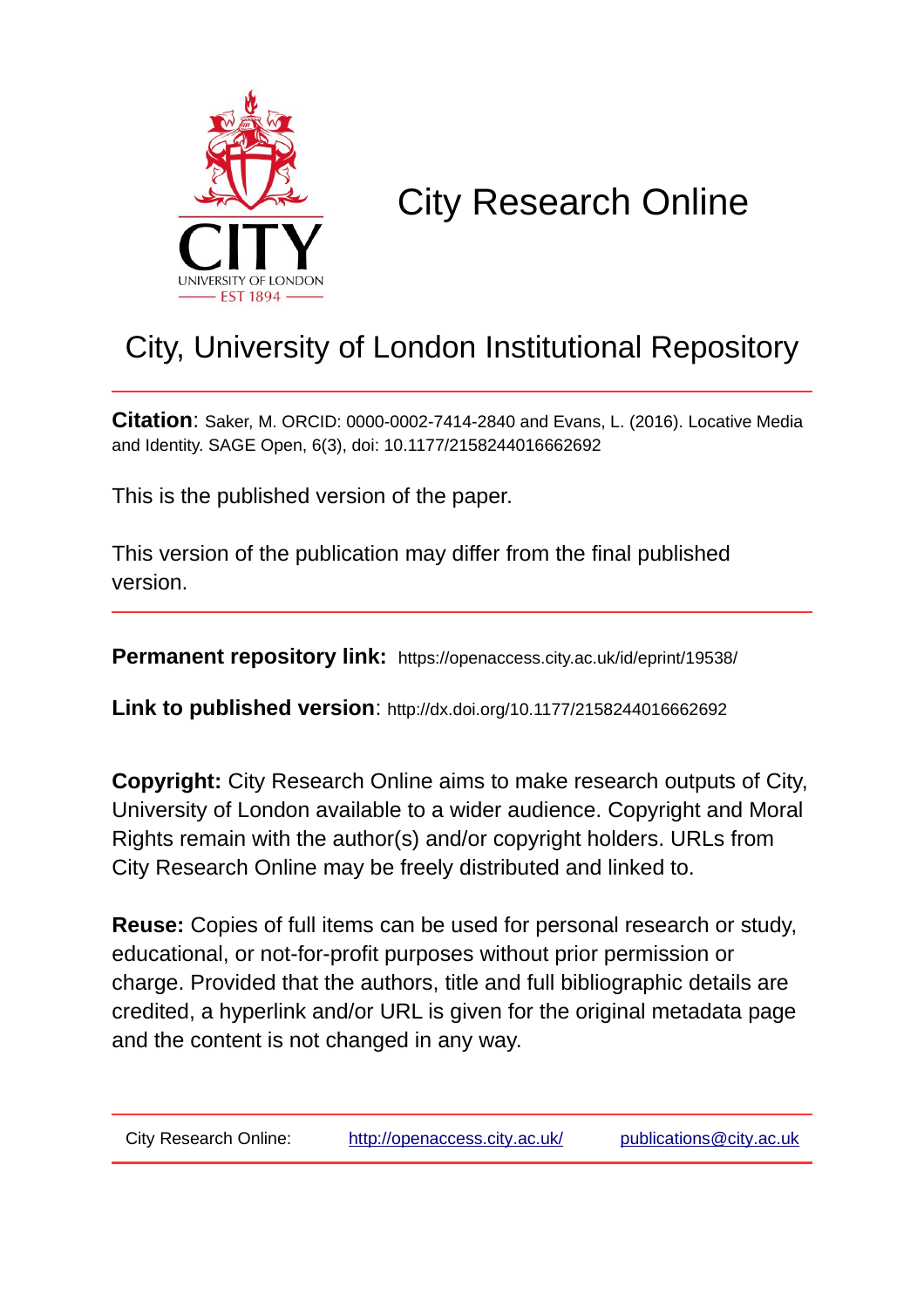# City Research Online

## City, University of London Institutional Repository

**Citation**: Saker, M. ORCID: 0000-0002-7414-2840 and Evans, L. (2016). Locative Media and Identity. SAGE Open, 6(3), doi: 10.1177/2158244016662692

This is the published version of the paper.

This version of the publication may differ from the final published version.

**Permanent repository link:** https://openaccess.city.ac.uk/id/eprint/19538/

**Link to published version**: http://dx.doi.org/10.1177/2158244016662692

**Copyright:** City Research Online aims to make research outputs of City, University of London available to a wider audience. Copyright and Moral Rights remain with the author(s) and/or copyright holders. URLs from City Research Online may be freely distributed and linked to.

**Reuse:** Copies of full items can be used for personal research or study, educational, or not-for-profit purposes without prior permission or charge. Provided that the authors, title and full bibliographic details are credited, a hyperlink and/or URL is given for the original metadata page and the content is not changed in any way.

City Research Online: http://openaccess.city.ac.uk/ publications@city.ac.uk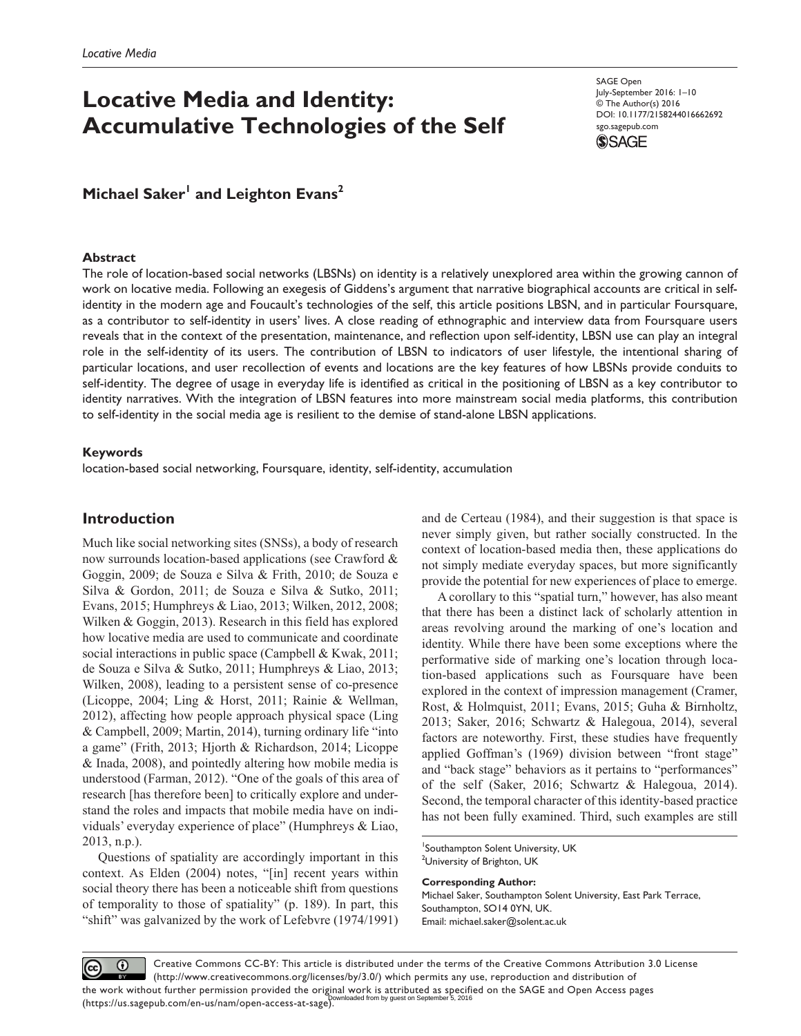# Locative Media and Identity: Accumulative Technologies of the Self

**Michael Saker[1] and Leighton Evans[2]**

## Abstract

The role of location-based social networks (LBSNs) on identity is a relatively unexplored area within the growing cannon of work on locative media. Following an exegesis of Giddens's argument that narrative biographical accounts are critical in self-identity in the modern age and Foucault's technologies of the self, this article positions LBSN, and in particular Foursquare, as a contributor to self-identity in users' lives. A close reading of ethnographic and interview data from Foursquare users reveals that in the context of the presentation, maintenance, and reflection upon self-identity, LBSN use can play an integral role in the self-identity of its users. The contribution of LBSN to indicators of user lifestyle, the intentional sharing of particular locations, and user recollection of events and locations are the key features of how LBSNs provide conduits to self-identity. The degree of usage in everyday life is identified as critical in the positioning of LBSN as a key contributor to identity narratives. With the integration of LBSN features into more mainstream social media platforms, this contribution to self-identity in the social media age is resilient to the demise of stand-alone LBSN applications.

### Keywords

location-based social networking, Foursquare, identity, self-identity, accumulation

## Introduction

Much like social networking sites (SNSs), a body of research now surrounds location-based applications (see Crawford & Goggin, 2009; de Souza e Silva & Frith, 2010; de Souza e Silva & Gordon, 2011; de Souza e Silva & Sutko, 2011; Evans, 2015; Humphreys & Liao, 2013; Wilken, 2012, 2008; Wilken & Goggin, 2013). Research in this field has explored how locative media are used to communicate and coordinate social interactions in public space (Campbell & Kwak, 2011; de Souza e Silva & Sutko, 2011; Humphreys & Liao, 2013; Wilken, 2008), leading to a persistent sense of co-presence (Licoppe, 2004; Ling & Horst, 2011; Rainie & Wellman, 2012), affecting how people approach physical space (Ling & Campbell, 2009; Martin, 2014), turning ordinary life "into a game" (Frith, 2013; Hjorth & Richardson, 2014; Licoppe & Inada, 2008), and pointedly altering how mobile media is understood (Farman, 2012). "One of the goals of this area of research [has therefore been] to critically explore and understand the roles and impacts that mobile media have on individuals' everyday experience of place" (Humphreys & Liao, 2013, n.p.).

Questions of spatiality are accordingly important in this context. As Elden (2004) notes, "[in] recent years within social theory there has been a noticeable shift from questions of temporality to those of spatiality" (p. 189). In part, this "shift" was galvanized by the work of Lefebvre (1974/1991) and de Certeau (1984), and their suggestion is that space is never simply given, but rather socially constructed. In the context of location-based media then, these applications do not simply mediate everyday spaces, but more significantly provide the potential for new experiences of place to emerge.

A corollary to this "spatial turn," however, has also meant that there has been a distinct lack of scholarly attention in areas revolving around the marking of one's location and identity. While there have been some exceptions where the performative side of marking one's location through location-based applications such as Foursquare have been explored in the context of impression management (Cramer, Rost, & Holmquist, 2011; Evans, 2015; Guha & Birnholtz, 2013; Saker, 2016; Schwartz & Halegoua, 2014), several factors are noteworthy. First, these studies have frequently applied Goffman's (1969) division between "front stage" and "back stage" behaviors as it pertains to "performances" of the self (Saker, 2016; Schwartz & Halegoua, 2014). Second, the temporal character of this identity-based practice has not been fully examined. Third, such examples are still

[1]Southampton Solent University, UK
[2]University of Brighton, UK

**Corresponding Author:**
Michael Saker, Southampton Solent University, East Park Terrace, Southampton, SO14 0YN, UK.
Email: michael.saker@solent.ac.uk

Creative Commons CC-BY: This article is distributed under the terms of the Creative Commons Attribution 3.0 License (http://www.creativecommons.org/licenses/by/3.0/) which permits any use, reproduction and distribution of the work without further permission provided the original work is attributed as specified on the SAGE and Open Access pages (https://us.sagepub.com/en-us/nam/open-access-at-sage).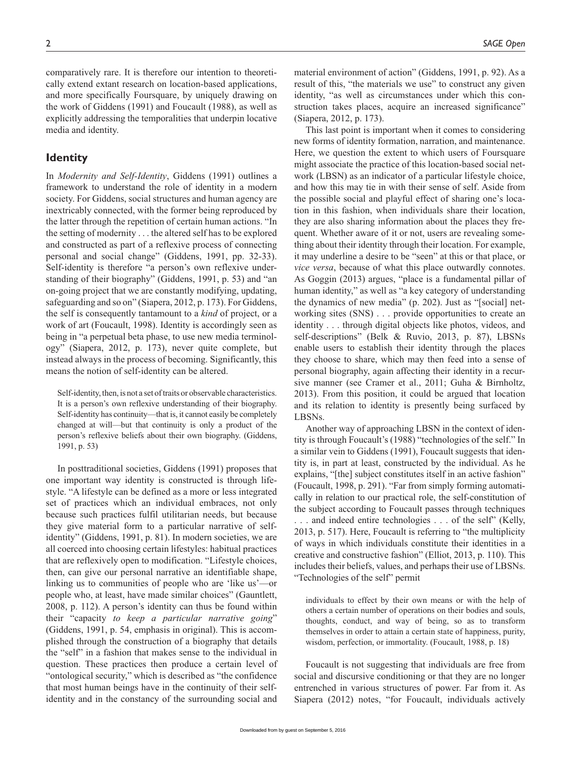comparatively rare. It is therefore our intention to theoretically extend extant research on location-based applications, and more specifically Foursquare, by uniquely drawing on the work of Giddens (1991) and Foucault (1988), as well as explicitly addressing the temporalities that underpin locative media and identity.

## Identity

In *Modernity and Self-Identity*, Giddens (1991) outlines a framework to understand the role of identity in a modern society. For Giddens, social structures and human agency are inextricably connected, with the former being reproduced by the latter through the repetition of certain human actions. "In the setting of modernity . . . the altered self has to be explored and constructed as part of a reflexive process of connecting personal and social change" (Giddens, 1991, pp. 32-33). Self-identity is therefore "a person's own reflexive understanding of their biography" (Giddens, 1991, p. 53) and "an on-going project that we are constantly modifying, updating, safeguarding and so on" (Siapera, 2012, p. 173). For Giddens, the self is consequently tantamount to a *kind* of project, or a work of art (Foucault, 1998). Identity is accordingly seen as being in "a perpetual beta phase, to use new media terminology" (Siapera, 2012, p. 173), never quite complete, but instead always in the process of becoming. Significantly, this means the notion of self-identity can be altered.

> Self-identity, then, is not a set of traits or observable characteristics. It is a person's own reflexive understanding of their biography. Self-identity has continuity—that is, it cannot easily be completely changed at will—but that continuity is only a product of the person's reflexive beliefs about their own biography. (Giddens, 1991, p. 53)

In posttraditional societies, Giddens (1991) proposes that one important way identity is constructed is through lifestyle. "A lifestyle can be defined as a more or less integrated set of practices which an individual embraces, not only because such practices fulfil utilitarian needs, but because they give material form to a particular narrative of self-identity" (Giddens, 1991, p. 81). In modern societies, we are all coerced into choosing certain lifestyles: habitual practices that are reflexively open to modification. "Lifestyle choices, then, can give our personal narrative an identifiable shape, linking us to communities of people who are 'like us'—or people who, at least, have made similar choices" (Gauntlett, 2008, p. 112). A person's identity can thus be found within their "capacity *to keep a particular narrative going*" (Giddens, 1991, p. 54, emphasis in original). This is accomplished through the construction of a biography that details the "self" in a fashion that makes sense to the individual in question. These practices then produce a certain level of "ontological security," which is described as "the confidence that most human beings have in the continuity of their self-identity and in the constancy of the surrounding social and material environment of action" (Giddens, 1991, p. 92). As a result of this, "the materials we use" to construct any given identity, "as well as circumstances under which this construction takes places, acquire an increased significance" (Siapera, 2012, p. 173).

This last point is important when it comes to considering new forms of identity formation, narration, and maintenance. Here, we question the extent to which users of Foursquare might associate the practice of this location-based social network (LBSN) as an indicator of a particular lifestyle choice, and how this may tie in with their sense of self. Aside from the possible social and playful effect of sharing one's location in this fashion, when individuals share their location, they are also sharing information about the places they frequent. Whether aware of it or not, users are revealing something about their identity through their location. For example, it may underline a desire to be "seen" at this or that place, or *vice versa*, because of what this place outwardly connotes. As Goggin (2013) argues, "place is a fundamental pillar of human identity," as well as "a key category of understanding the dynamics of new media" (p. 202). Just as "[social] networking sites (SNS) . . . provide opportunities to create an identity . . . through digital objects like photos, videos, and self-descriptions" (Belk & Ruvio, 2013, p. 87), LBSNs enable users to establish their identity through the places they choose to share, which may then feed into a sense of personal biography, again affecting their identity in a recursive manner (see Cramer et al., 2011; Guha & Birnholtz, 2013). From this position, it could be argued that location and its relation to identity is presently being surfaced by LBSNs.

Another way of approaching LBSN in the context of identity is through Foucault's (1988) "technologies of the self." In a similar vein to Giddens (1991), Foucault suggests that identity is, in part at least, constructed by the individual. As he explains, "[the] subject constitutes itself in an active fashion" (Foucault, 1998, p. 291). "Far from simply forming automatically in relation to our practical role, the self-constitution of the subject according to Foucault passes through techniques . . . and indeed entire technologies . . . of the self" (Kelly, 2013, p. 517). Here, Foucault is referring to "the multiplicity of ways in which individuals constitute their identities in a creative and constructive fashion" (Elliot, 2013, p. 110). This includes their beliefs, values, and perhaps their use of LBSNs. "Technologies of the self" permit

> individuals to effect by their own means or with the help of others a certain number of operations on their bodies and souls, thoughts, conduct, and way of being, so as to transform themselves in order to attain a certain state of happiness, purity, wisdom, perfection, or immortality. (Foucault, 1988, p. 18)

Foucault is not suggesting that individuals are free from social and discursive conditioning or that they are no longer entrenched in various structures of power. Far from it. As Siapera (2012) notes, "for Foucault, individuals actively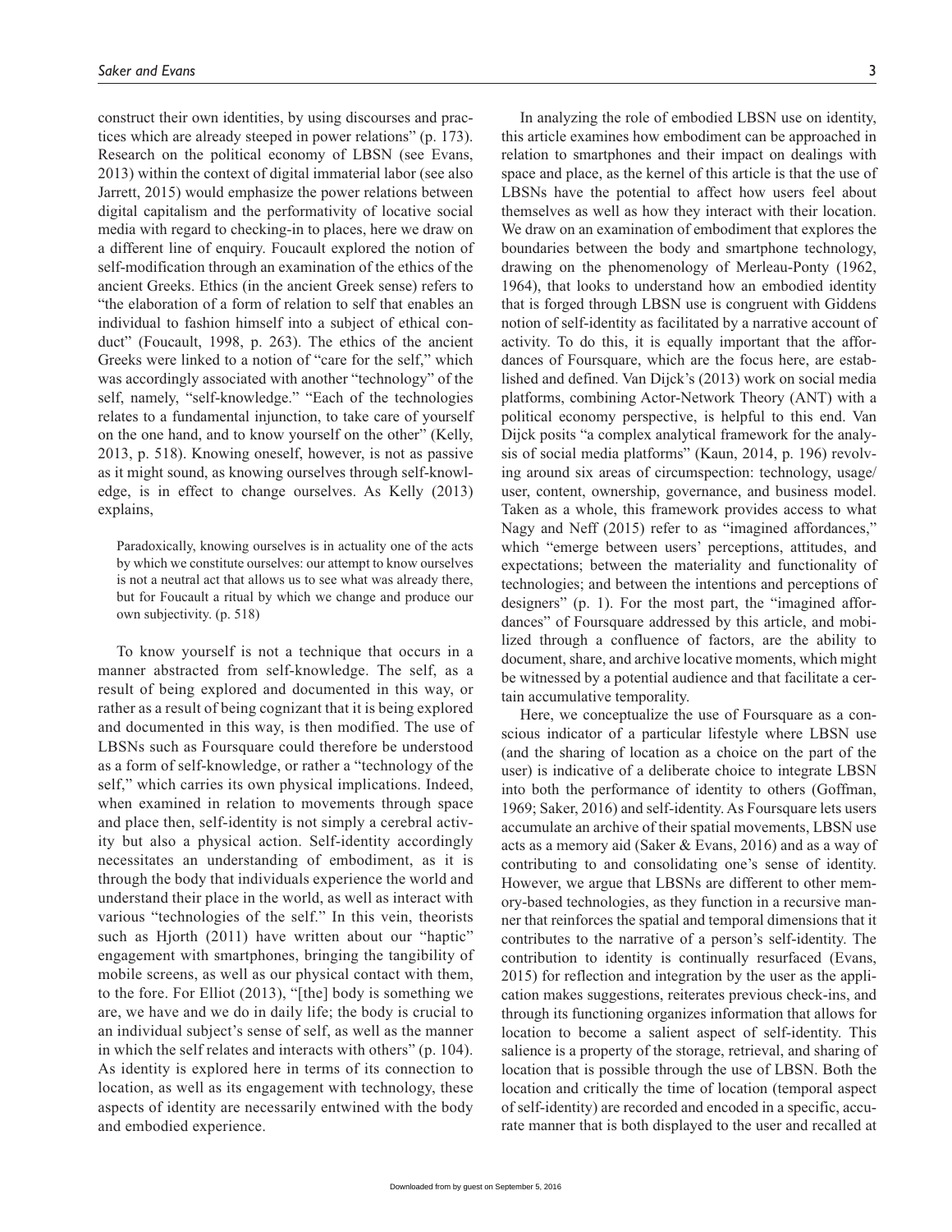construct their own identities, by using discourses and practices which are already steeped in power relations" (p. 173). Research on the political economy of LBSN (see Evans, 2013) within the context of digital immaterial labor (see also Jarrett, 2015) would emphasize the power relations between digital capitalism and the performativity of locative social media with regard to checking-in to places, here we draw on a different line of enquiry. Foucault explored the notion of self-modification through an examination of the ethics of the ancient Greeks. Ethics (in the ancient Greek sense) refers to "the elaboration of a form of relation to self that enables an individual to fashion himself into a subject of ethical conduct" (Foucault, 1998, p. 263). The ethics of the ancient Greeks were linked to a notion of "care for the self," which was accordingly associated with another "technology" of the self, namely, "self-knowledge." "Each of the technologies relates to a fundamental injunction, to take care of yourself on the one hand, and to know yourself on the other" (Kelly, 2013, p. 518). Knowing oneself, however, is not as passive as it might sound, as knowing ourselves through self-knowledge, is in effect to change ourselves. As Kelly (2013) explains,

> Paradoxically, knowing ourselves is in actuality one of the acts by which we constitute ourselves: our attempt to know ourselves is not a neutral act that allows us to see what was already there, but for Foucault a ritual by which we change and produce our own subjectivity. (p. 518)

To know yourself is not a technique that occurs in a manner abstracted from self-knowledge. The self, as a result of being explored and documented in this way, or rather as a result of being cognizant that it is being explored and documented in this way, is then modified. The use of LBSNs such as Foursquare could therefore be understood as a form of self-knowledge, or rather a "technology of the self," which carries its own physical implications. Indeed, when examined in relation to movements through space and place then, self-identity is not simply a cerebral activity but also a physical action. Self-identity accordingly necessitates an understanding of embodiment, as it is through the body that individuals experience the world and understand their place in the world, as well as interact with various "technologies of the self." In this vein, theorists such as Hjorth (2011) have written about our "haptic" engagement with smartphones, bringing the tangibility of mobile screens, as well as our physical contact with them, to the fore. For Elliot (2013), "[the] body is something we are, we have and we do in daily life; the body is crucial to an individual subject's sense of self, as well as the manner in which the self relates and interacts with others" (p. 104). As identity is explored here in terms of its connection to location, as well as its engagement with technology, these aspects of identity are necessarily entwined with the body and embodied experience.

In analyzing the role of embodied LBSN use on identity, this article examines how embodiment can be approached in relation to smartphones and their impact on dealings with space and place, as the kernel of this article is that the use of LBSNs have the potential to affect how users feel about themselves as well as how they interact with their location. We draw on an examination of embodiment that explores the boundaries between the body and smartphone technology, drawing on the phenomenology of Merleau-Ponty (1962, 1964), that looks to understand how an embodied identity that is forged through LBSN use is congruent with Giddens notion of self-identity as facilitated by a narrative account of activity. To do this, it is equally important that the affordances of Foursquare, which are the focus here, are established and defined. Van Dijck's (2013) work on social media platforms, combining Actor-Network Theory (ANT) with a political economy perspective, is helpful to this end. Van Dijck posits "a complex analytical framework for the analysis of social media platforms" (Kaun, 2014, p. 196) revolving around six areas of circumspection: technology, usage/user, content, ownership, governance, and business model. Taken as a whole, this framework provides access to what Nagy and Neff (2015) refer to as "imagined affordances," which "emerge between users' perceptions, attitudes, and expectations; between the materiality and functionality of technologies; and between the intentions and perceptions of designers" (p. 1). For the most part, the "imagined affordances" of Foursquare addressed by this article, and mobilized through a confluence of factors, are the ability to document, share, and archive locative moments, which might be witnessed by a potential audience and that facilitate a certain accumulative temporality.

Here, we conceptualize the use of Foursquare as a conscious indicator of a particular lifestyle where LBSN use (and the sharing of location as a choice on the part of the user) is indicative of a deliberate choice to integrate LBSN into both the performance of identity to others (Goffman, 1969; Saker, 2016) and self-identity. As Foursquare lets users accumulate an archive of their spatial movements, LBSN use acts as a memory aid (Saker & Evans, 2016) and as a way of contributing to and consolidating one's sense of identity. However, we argue that LBSNs are different to other memory-based technologies, as they function in a recursive manner that reinforces the spatial and temporal dimensions that it contributes to the narrative of a person's self-identity. The contribution to identity is continually resurfaced (Evans, 2015) for reflection and integration by the user as the application makes suggestions, reiterates previous check-ins, and through its functioning organizes information that allows for location to become a salient aspect of self-identity. This salience is a property of the storage, retrieval, and sharing of location that is possible through the use of LBSN. Both the location and critically the time of location (temporal aspect of self-identity) are recorded and encoded in a specific, accurate manner that is both displayed to the user and recalled at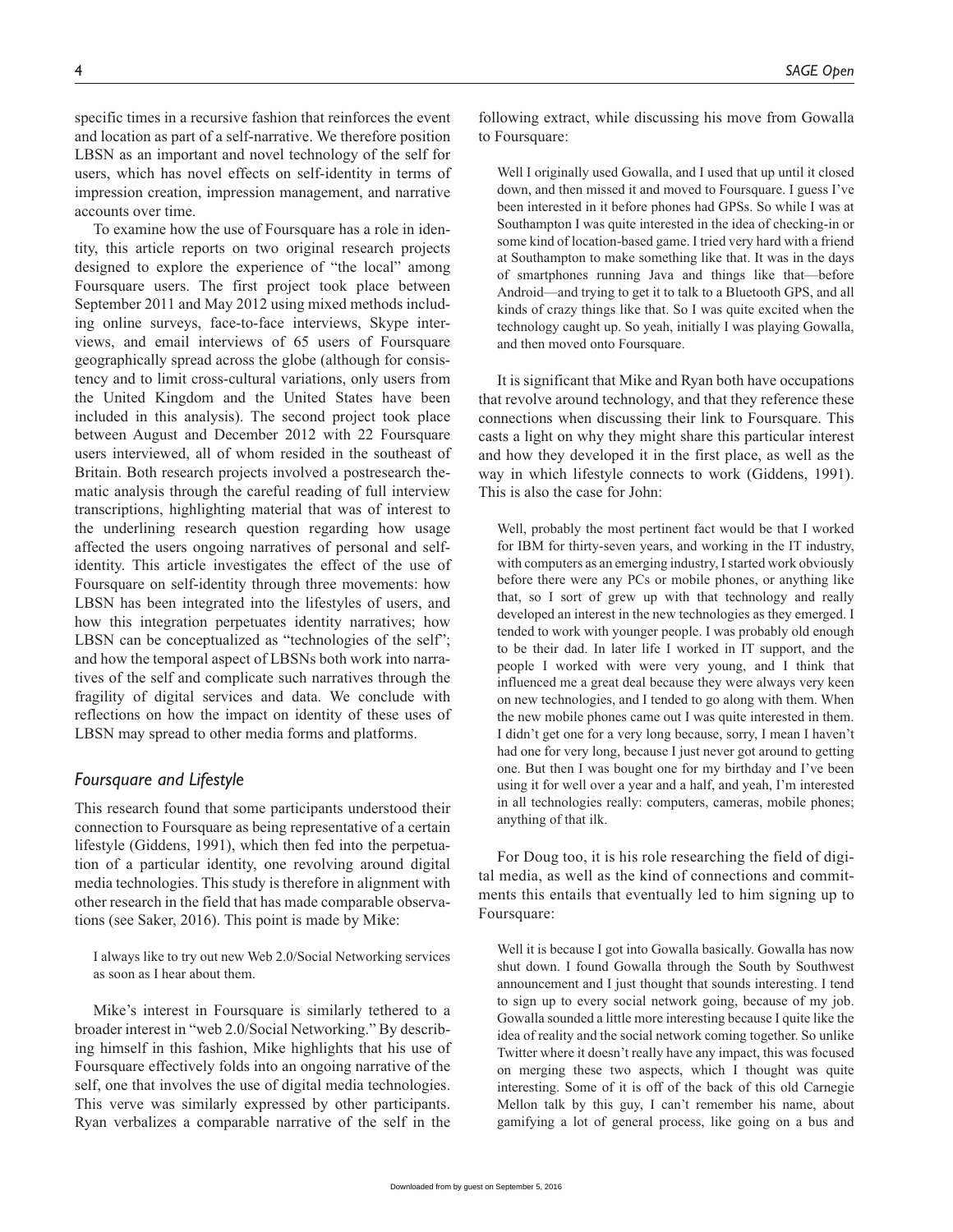specific times in a recursive fashion that reinforces the event and location as part of a self-narrative. We therefore position LBSN as an important and novel technology of the self for users, which has novel effects on self-identity in terms of impression creation, impression management, and narrative accounts over time.

To examine how the use of Foursquare has a role in identity, this article reports on two original research projects designed to explore the experience of "the local" among Foursquare users. The first project took place between September 2011 and May 2012 using mixed methods including online surveys, face-to-face interviews, Skype interviews, and email interviews of 65 users of Foursquare geographically spread across the globe (although for consistency and to limit cross-cultural variations, only users from the United Kingdom and the United States have been included in this analysis). The second project took place between August and December 2012 with 22 Foursquare users interviewed, all of whom resided in the southeast of Britain. Both research projects involved a postresearch thematic analysis through the careful reading of full interview transcriptions, highlighting material that was of interest to the underlining research question regarding how usage affected the users ongoing narratives of personal and self-identity. This article investigates the effect of the use of Foursquare on self-identity through three movements: how LBSN has been integrated into the lifestyles of users, and how this integration perpetuates identity narratives; how LBSN can be conceptualized as "technologies of the self"; and how the temporal aspect of LBSNs both work into narratives of the self and complicate such narratives through the fragility of digital services and data. We conclude with reflections on how the impact on identity of these uses of LBSN may spread to other media forms and platforms.

## *Foursquare and Lifestyle*

This research found that some participants understood their connection to Foursquare as being representative of a certain lifestyle (Giddens, 1991), which then fed into the perpetuation of a particular identity, one revolving around digital media technologies. This study is therefore in alignment with other research in the field that has made comparable observations (see Saker, 2016). This point is made by Mike:

> I always like to try out new Web 2.0/Social Networking services as soon as I hear about them.

Mike's interest in Foursquare is similarly tethered to a broader interest in "web 2.0/Social Networking." By describing himself in this fashion, Mike highlights that his use of Foursquare effectively folds into an ongoing narrative of the self, one that involves the use of digital media technologies. This verve was similarly expressed by other participants. Ryan verbalizes a comparable narrative of the self in the following extract, while discussing his move from Gowalla to Foursquare:

> Well I originally used Gowalla, and I used that up until it closed down, and then missed it and moved to Foursquare. I guess I've been interested in it before phones had GPSs. So while I was at Southampton I was quite interested in the idea of checking-in or some kind of location-based game. I tried very hard with a friend at Southampton to make something like that. It was in the days of smartphones running Java and things like that—before Android—and trying to get it to talk to a Bluetooth GPS, and all kinds of crazy things like that. So I was quite excited when the technology caught up. So yeah, initially I was playing Gowalla, and then moved onto Foursquare.

It is significant that Mike and Ryan both have occupations that revolve around technology, and that they reference these connections when discussing their link to Foursquare. This casts a light on why they might share this particular interest and how they developed it in the first place, as well as the way in which lifestyle connects to work (Giddens, 1991). This is also the case for John:

> Well, probably the most pertinent fact would be that I worked for IBM for thirty-seven years, and working in the IT industry, with computers as an emerging industry, I started work obviously before there were any PCs or mobile phones, or anything like that, so I sort of grew up with that technology and really developed an interest in the new technologies as they emerged. I tended to work with younger people. I was probably old enough to be their dad. In later life I worked in IT support, and the people I worked with were very young, and I think that influenced me a great deal because they were always very keen on new technologies, and I tended to go along with them. When the new mobile phones came out I was quite interested in them. I didn't get one for a very long because, sorry, I mean I haven't had one for very long, because I just never got around to getting one. But then I was bought one for my birthday and I've been using it for well over a year and a half, and yeah, I'm interested in all technologies really: computers, cameras, mobile phones; anything of that ilk.

For Doug too, it is his role researching the field of digital media, as well as the kind of connections and commitments this entails that eventually led to him signing up to Foursquare:

> Well it is because I got into Gowalla basically. Gowalla has now shut down. I found Gowalla through the South by Southwest announcement and I just thought that sounds interesting. I tend to sign up to every social network going, because of my job. Gowalla sounded a little more interesting because I quite like the idea of reality and the social network coming together. So unlike Twitter where it doesn't really have any impact, this was focused on merging these two aspects, which I thought was quite interesting. Some of it is off of the back of this old Carnegie Mellon talk by this guy, I can't remember his name, about gamifying a lot of general process, like going on a bus and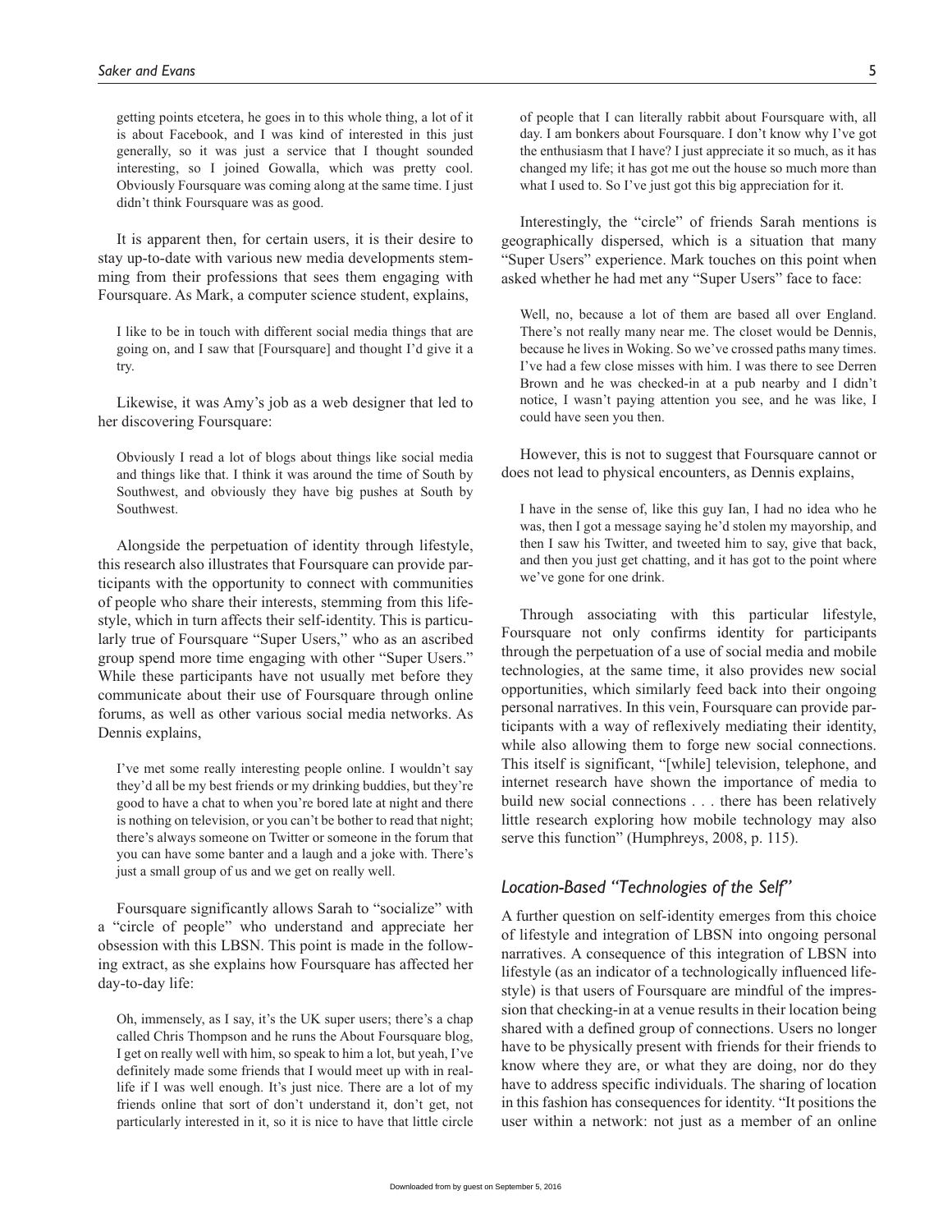getting points etcetera, he goes in to this whole thing, a lot of it is about Facebook, and I was kind of interested in this just generally, so it was just a service that I thought sounded interesting, so I joined Gowalla, which was pretty cool. Obviously Foursquare was coming along at the same time. I just didn't think Foursquare was as good.

It is apparent then, for certain users, it is their desire to stay up-to-date with various new media developments stemming from their professions that sees them engaging with Foursquare. As Mark, a computer science student, explains,

> I like to be in touch with different social media things that are going on, and I saw that [Foursquare] and thought I'd give it a try.

Likewise, it was Amy's job as a web designer that led to her discovering Foursquare:

> Obviously I read a lot of blogs about things like social media and things like that. I think it was around the time of South by Southwest, and obviously they have big pushes at South by Southwest.

Alongside the perpetuation of identity through lifestyle, this research also illustrates that Foursquare can provide participants with the opportunity to connect with communities of people who share their interests, stemming from this lifestyle, which in turn affects their self-identity. This is particularly true of Foursquare "Super Users," who as an ascribed group spend more time engaging with other "Super Users." While these participants have not usually met before they communicate about their use of Foursquare through online forums, as well as other various social media networks. As Dennis explains,

> I've met some really interesting people online. I wouldn't say they'd all be my best friends or my drinking buddies, but they're good to have a chat to when you're bored late at night and there is nothing on television, or you can't be bother to read that night; there's always someone on Twitter or someone in the forum that you can have some banter and a laugh and a joke with. There's just a small group of us and we get on really well.

Foursquare significantly allows Sarah to "socialize" with a "circle of people" who understand and appreciate her obsession with this LBSN. This point is made in the following extract, as she explains how Foursquare has affected her day-to-day life:

> Oh, immensely, as I say, it's the UK super users; there's a chap called Chris Thompson and he runs the About Foursquare blog, I get on really well with him, so speak to him a lot, but yeah, I've definitely made some friends that I would meet up with in real-life if I was well enough. It's just nice. There are a lot of my friends online that sort of don't understand it, don't get, not particularly interested in it, so it is nice to have that little circle of people that I can literally rabbit about Foursquare with, all day. I am bonkers about Foursquare. I don't know why I've got the enthusiasm that I have? I just appreciate it so much, as it has changed my life; it has got me out the house so much more than what I used to. So I've just got this big appreciation for it.

Interestingly, the "circle" of friends Sarah mentions is geographically dispersed, which is a situation that many "Super Users" experience. Mark touches on this point when asked whether he had met any "Super Users" face to face:

> Well, no, because a lot of them are based all over England. There's not really many near me. The closet would be Dennis, because he lives in Woking. So we've crossed paths many times. I've had a few close misses with him. I was there to see Derren Brown and he was checked-in at a pub nearby and I didn't notice, I wasn't paying attention you see, and he was like, I could have seen you then.

However, this is not to suggest that Foursquare cannot or does not lead to physical encounters, as Dennis explains,

> I have in the sense of, like this guy Ian, I had no idea who he was, then I got a message saying he'd stolen my mayorship, and then I saw his Twitter, and tweeted him to say, give that back, and then you just get chatting, and it has got to the point where we've gone for one drink.

Through associating with this particular lifestyle, Foursquare not only confirms identity for participants through the perpetuation of a use of social media and mobile technologies, at the same time, it also provides new social opportunities, which similarly feed back into their ongoing personal narratives. In this vein, Foursquare can provide participants with a way of reflexively mediating their identity, while also allowing them to forge new social connections. This itself is significant, "[while] television, telephone, and internet research have shown the importance of media to build new social connections . . . there has been relatively little research exploring how mobile technology may also serve this function" (Humphreys, 2008, p. 115).

## *Location-Based "Technologies of the Self"*

A further question on self-identity emerges from this choice of lifestyle and integration of LBSN into ongoing personal narratives. A consequence of this integration of LBSN into lifestyle (as an indicator of a technologically influenced lifestyle) is that users of Foursquare are mindful of the impression that checking-in at a venue results in their location being shared with a defined group of connections. Users no longer have to be physically present with friends for their friends to know where they are, or what they are doing, nor do they have to address specific individuals. The sharing of location in this fashion has consequences for identity. "It positions the user within a network: not just as a member of an online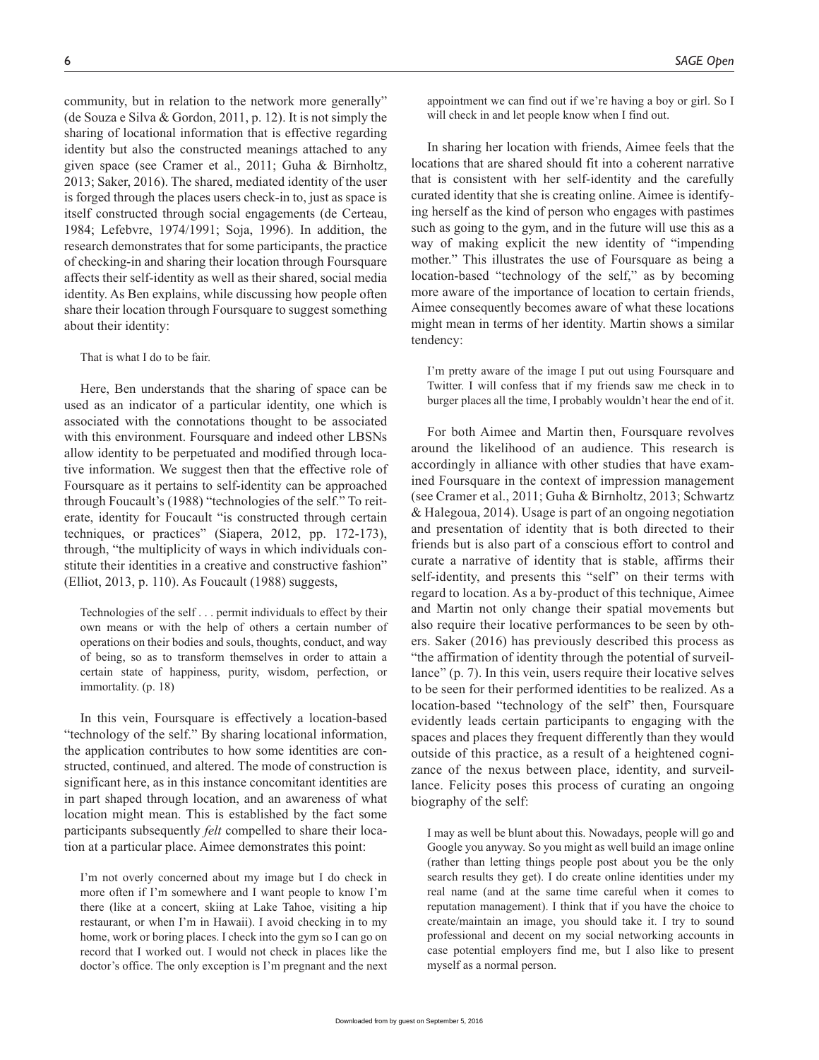community, but in relation to the network more generally" (de Souza e Silva & Gordon, 2011, p. 12). It is not simply the sharing of locational information that is effective regarding identity but also the constructed meanings attached to any given space (see Cramer et al., 2011; Guha & Birnholtz, 2013; Saker, 2016). The shared, mediated identity of the user is forged through the places users check-in to, just as space is itself constructed through social engagements (de Certeau, 1984; Lefebvre, 1974/1991; Soja, 1996). In addition, the research demonstrates that for some participants, the practice of checking-in and sharing their location through Foursquare affects their self-identity as well as their shared, social media identity. As Ben explains, while discussing how people often share their location through Foursquare to suggest something about their identity:

> That is what I do to be fair.

Here, Ben understands that the sharing of space can be used as an indicator of a particular identity, one which is associated with the connotations thought to be associated with this environment. Foursquare and indeed other LBSNs allow identity to be perpetuated and modified through locative information. We suggest then that the effective role of Foursquare as it pertains to self-identity can be approached through Foucault's (1988) "technologies of the self." To reiterate, identity for Foucault "is constructed through certain techniques, or practices" (Siapera, 2012, pp. 172-173), through, "the multiplicity of ways in which individuals constitute their identities in a creative and constructive fashion" (Elliot, 2013, p. 110). As Foucault (1988) suggests,

> Technologies of the self . . . permit individuals to effect by their own means or with the help of others a certain number of operations on their bodies and souls, thoughts, conduct, and way of being, so as to transform themselves in order to attain a certain state of happiness, purity, wisdom, perfection, or immortality. (p. 18)

In this vein, Foursquare is effectively a location-based "technology of the self." By sharing locational information, the application contributes to how some identities are constructed, continued, and altered. The mode of construction is significant here, as in this instance concomitant identities are in part shaped through location, and an awareness of what location might mean. This is established by the fact some participants subsequently *felt* compelled to share their location at a particular place. Aimee demonstrates this point:

> I'm not overly concerned about my image but I do check in more often if I'm somewhere and I want people to know I'm there (like at a concert, skiing at Lake Tahoe, visiting a hip restaurant, or when I'm in Hawaii). I avoid checking in to my home, work or boring places. I check into the gym so I can go on record that I worked out. I would not check in places like the doctor's office. The only exception is I'm pregnant and the next appointment we can find out if we're having a boy or girl. So I will check in and let people know when I find out.

In sharing her location with friends, Aimee feels that the locations that are shared should fit into a coherent narrative that is consistent with her self-identity and the carefully curated identity that she is creating online. Aimee is identifying herself as the kind of person who engages with pastimes such as going to the gym, and in the future will use this as a way of making explicit the new identity of "impending mother." This illustrates the use of Foursquare as being a location-based "technology of the self," as by becoming more aware of the importance of location to certain friends, Aimee consequently becomes aware of what these locations might mean in terms of her identity. Martin shows a similar tendency:

> I'm pretty aware of the image I put out using Foursquare and Twitter. I will confess that if my friends saw me check in to burger places all the time, I probably wouldn't hear the end of it.

For both Aimee and Martin then, Foursquare revolves around the likelihood of an audience. This research is accordingly in alliance with other studies that have examined Foursquare in the context of impression management (see Cramer et al., 2011; Guha & Birnholtz, 2013; Schwartz & Halegoua, 2014). Usage is part of an ongoing negotiation and presentation of identity that is both directed to their friends but is also part of a conscious effort to control and curate a narrative of identity that is stable, affirms their self-identity, and presents this "self" on their terms with regard to location. As a by-product of this technique, Aimee and Martin not only change their spatial movements but also require their locative performances to be seen by others. Saker (2016) has previously described this process as "the affirmation of identity through the potential of surveillance" (p. 7). In this vein, users require their locative selves to be seen for their performed identities to be realized. As a location-based "technology of the self" then, Foursquare evidently leads certain participants to engaging with the spaces and places they frequent differently than they would outside of this practice, as a result of a heightened cognizance of the nexus between place, identity, and surveillance. Felicity poses this process of curating an ongoing biography of the self:

> I may as well be blunt about this. Nowadays, people will go and Google you anyway. So you might as well build an image online (rather than letting things people post about you be the only search results they get). I do create online identities under my real name (and at the same time careful when it comes to reputation management). I think that if you have the choice to create/maintain an image, you should take it. I try to sound professional and decent on my social networking accounts in case potential employers find me, but I also like to present myself as a normal person.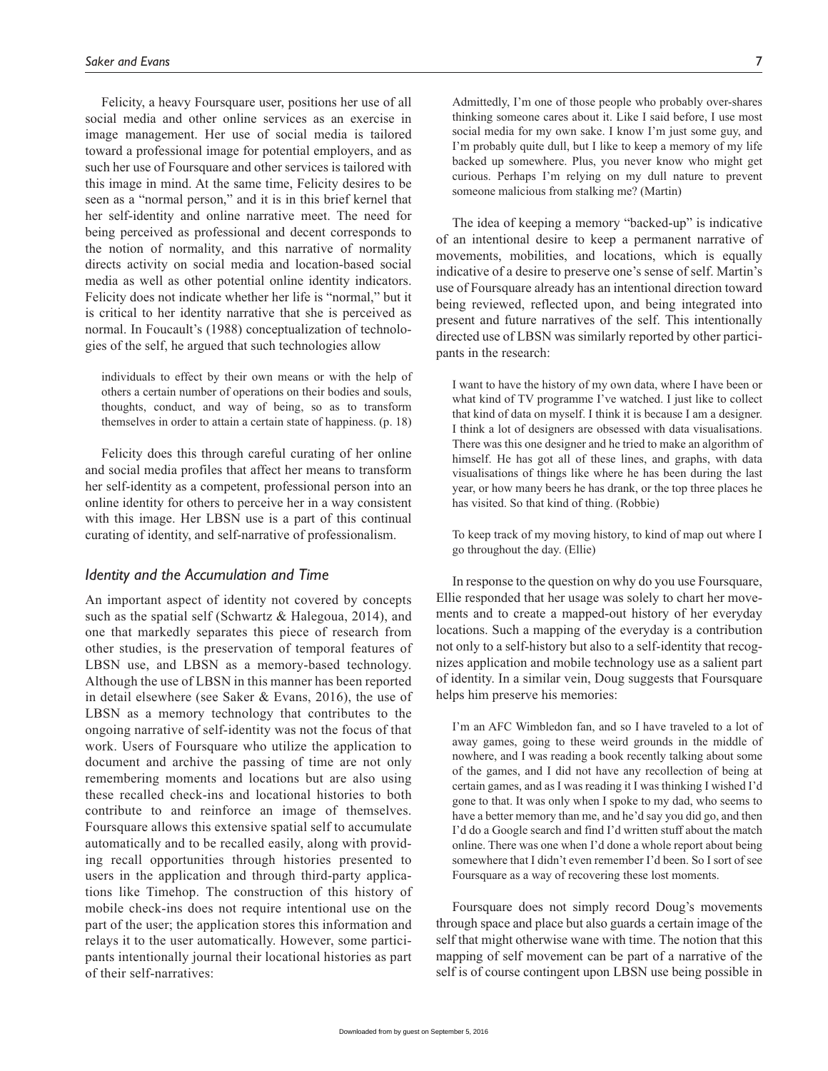Felicity, a heavy Foursquare user, positions her use of all social media and other online services as an exercise in image management. Her use of social media is tailored toward a professional image for potential employers, and as such her use of Foursquare and other services is tailored with this image in mind. At the same time, Felicity desires to be seen as a "normal person," and it is in this brief kernel that her self-identity and online narrative meet. The need for being perceived as professional and decent corresponds to the notion of normality, and this narrative of normality directs activity on social media and location-based social media as well as other potential online identity indicators. Felicity does not indicate whether her life is "normal," but it is critical to her identity narrative that she is perceived as normal. In Foucault's (1988) conceptualization of technologies of the self, he argued that such technologies allow

> individuals to effect by their own means or with the help of others a certain number of operations on their bodies and souls, thoughts, conduct, and way of being, so as to transform themselves in order to attain a certain state of happiness. (p. 18)

Felicity does this through careful curating of her online and social media profiles that affect her means to transform her self-identity as a competent, professional person into an online identity for others to perceive her in a way consistent with this image. Her LBSN use is a part of this continual curating of identity, and self-narrative of professionalism.

### *Identity and the Accumulation and Time*

An important aspect of identity not covered by concepts such as the spatial self (Schwartz & Halegoua, 2014), and one that markedly separates this piece of research from other studies, is the preservation of temporal features of LBSN use, and LBSN as a memory-based technology. Although the use of LBSN in this manner has been reported in detail elsewhere (see Saker & Evans, 2016), the use of LBSN as a memory technology that contributes to the ongoing narrative of self-identity was not the focus of that work. Users of Foursquare who utilize the application to document and archive the passing of time are not only remembering moments and locations but are also using these recalled check-ins and locational histories to both contribute to and reinforce an image of themselves. Foursquare allows this extensive spatial self to accumulate automatically and to be recalled easily, along with providing recall opportunities through histories presented to users in the application and through third-party applications like Timehop. The construction of this history of mobile check-ins does not require intentional use on the part of the user; the application stores this information and relays it to the user automatically. However, some participants intentionally journal their locational histories as part of their self-narratives:

> Admittedly, I'm one of those people who probably over-shares thinking someone cares about it. Like I said before, I use most social media for my own sake. I know I'm just some guy, and I'm probably quite dull, but I like to keep a memory of my life backed up somewhere. Plus, you never know who might get curious. Perhaps I'm relying on my dull nature to prevent someone malicious from stalking me? (Martin)

The idea of keeping a memory "backed-up" is indicative of an intentional desire to keep a permanent narrative of movements, mobilities, and locations, which is equally indicative of a desire to preserve one's sense of self. Martin's use of Foursquare already has an intentional direction toward being reviewed, reflected upon, and being integrated into present and future narratives of the self. This intentionally directed use of LBSN was similarly reported by other participants in the research:

> I want to have the history of my own data, where I have been or what kind of TV programme I've watched. I just like to collect that kind of data on myself. I think it is because I am a designer. I think a lot of designers are obsessed with data visualisations. There was this one designer and he tried to make an algorithm of himself. He has got all of these lines, and graphs, with data visualisations of things like where he has been during the last year, or how many beers he has drank, or the top three places he has visited. So that kind of thing. (Robbie)

> To keep track of my moving history, to kind of map out where I go throughout the day. (Ellie)

In response to the question on why do you use Foursquare, Ellie responded that her usage was solely to chart her movements and to create a mapped-out history of her everyday locations. Such a mapping of the everyday is a contribution not only to a self-history but also to a self-identity that recognizes application and mobile technology use as a salient part of identity. In a similar vein, Doug suggests that Foursquare helps him preserve his memories:

> I'm an AFC Wimbledon fan, and so I have traveled to a lot of away games, going to these weird grounds in the middle of nowhere, and I was reading a book recently talking about some of the games, and I did not have any recollection of being at certain games, and as I was reading it I was thinking I wished I'd gone to that. It was only when I spoke to my dad, who seems to have a better memory than me, and he'd say you did go, and then I'd do a Google search and find I'd written stuff about the match online. There was one when I'd done a whole report about being somewhere that I didn't even remember I'd been. So I sort of see Foursquare as a way of recovering these lost moments.

Foursquare does not simply record Doug's movements through space and place but also guards a certain image of the self that might otherwise wane with time. The notion that this mapping of self movement can be part of a narrative of the self is of course contingent upon LBSN use being possible in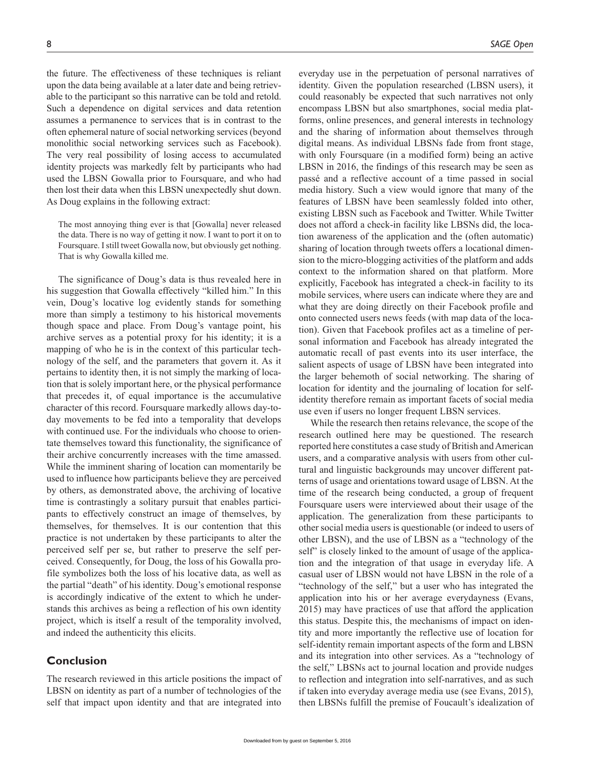the future. The effectiveness of these techniques is reliant upon the data being available at a later date and being retrievable to the participant so this narrative can be told and retold. Such a dependence on digital services and data retention assumes a permanence to services that is in contrast to the often ephemeral nature of social networking services (beyond monolithic social networking services such as Facebook). The very real possibility of losing access to accumulated identity projects was markedly felt by participants who had used the LBSN Gowalla prior to Foursquare, and who had then lost their data when this LBSN unexpectedly shut down. As Doug explains in the following extract:

> The most annoying thing ever is that [Gowalla] never released the data. There is no way of getting it now. I want to port it on to Foursquare. I still tweet Gowalla now, but obviously get nothing. That is why Gowalla killed me.

The significance of Doug's data is thus revealed here in his suggestion that Gowalla effectively "killed him." In this vein, Doug's locative log evidently stands for something more than simply a testimony to his historical movements though space and place. From Doug's vantage point, his archive serves as a potential proxy for his identity; it is a mapping of who he is in the context of this particular technology of the self, and the parameters that govern it. As it pertains to identity then, it is not simply the marking of location that is solely important here, or the physical performance that precedes it, of equal importance is the accumulative character of this record. Foursquare markedly allows day-to-day movements to be fed into a temporality that develops with continued use. For the individuals who choose to orientate themselves toward this functionality, the significance of their archive concurrently increases with the time amassed. While the imminent sharing of location can momentarily be used to influence how participants believe they are perceived by others, as demonstrated above, the archiving of locative time is contrastingly a solitary pursuit that enables participants to effectively construct an image of themselves, by themselves, for themselves. It is our contention that this practice is not undertaken by these participants to alter the perceived self per se, but rather to preserve the self perceived. Consequently, for Doug, the loss of his Gowalla profile symbolizes both the loss of his locative data, as well as the partial "death" of his identity. Doug's emotional response is accordingly indicative of the extent to which he understands this archives as being a reflection of his own identity project, which is itself a result of the temporality involved, and indeed the authenticity this elicits.

## Conclusion

The research reviewed in this article positions the impact of LBSN on identity as part of a number of technologies of the self that impact upon identity and that are integrated into everyday use in the perpetuation of personal narratives of identity. Given the population researched (LBSN users), it could reasonably be expected that such narratives not only encompass LBSN but also smartphones, social media platforms, online presences, and general interests in technology and the sharing of information about themselves through digital means. As individual LBSNs fade from front stage, with only Foursquare (in a modified form) being an active LBSN in 2016, the findings of this research may be seen as passé and a reflective account of a time passed in social media history. Such a view would ignore that many of the features of LBSN have been seamlessly folded into other, existing LBSN such as Facebook and Twitter. While Twitter does not afford a check-in facility like LBSNs did, the location awareness of the application and the (often automatic) sharing of location through tweets offers a locational dimension to the micro-blogging activities of the platform and adds context to the information shared on that platform. More explicitly, Facebook has integrated a check-in facility to its mobile services, where users can indicate where they are and what they are doing directly on their Facebook profile and onto connected users news feeds (with map data of the location). Given that Facebook profiles act as a timeline of personal information and Facebook has already integrated the automatic recall of past events into its user interface, the salient aspects of usage of LBSN have been integrated into the larger behemoth of social networking. The sharing of location for identity and the journaling of location for self-identity therefore remain as important facets of social media use even if users no longer frequent LBSN services.

While the research then retains relevance, the scope of the research outlined here may be questioned. The research reported here constitutes a case study of British and American users, and a comparative analysis with users from other cultural and linguistic backgrounds may uncover different patterns of usage and orientations toward usage of LBSN. At the time of the research being conducted, a group of frequent Foursquare users were interviewed about their usage of the application. The generalization from these participants to other social media users is questionable (or indeed to users of other LBSN), and the use of LBSN as a "technology of the self" is closely linked to the amount of usage of the application and the integration of that usage in everyday life. A casual user of LBSN would not have LBSN in the role of a "technology of the self," but a user who has integrated the application into his or her average everydayness (Evans, 2015) may have practices of use that afford the application this status. Despite this, the mechanisms of impact on identity and more importantly the reflective use of location for self-identity remain important aspects of the form and LBSN and its integration into other services. As a "technology of the self," LBSNs act to journal location and provide nudges to reflection and integration into self-narratives, and as such if taken into everyday average media use (see Evans, 2015), then LBSNs fulfill the premise of Foucault's idealization of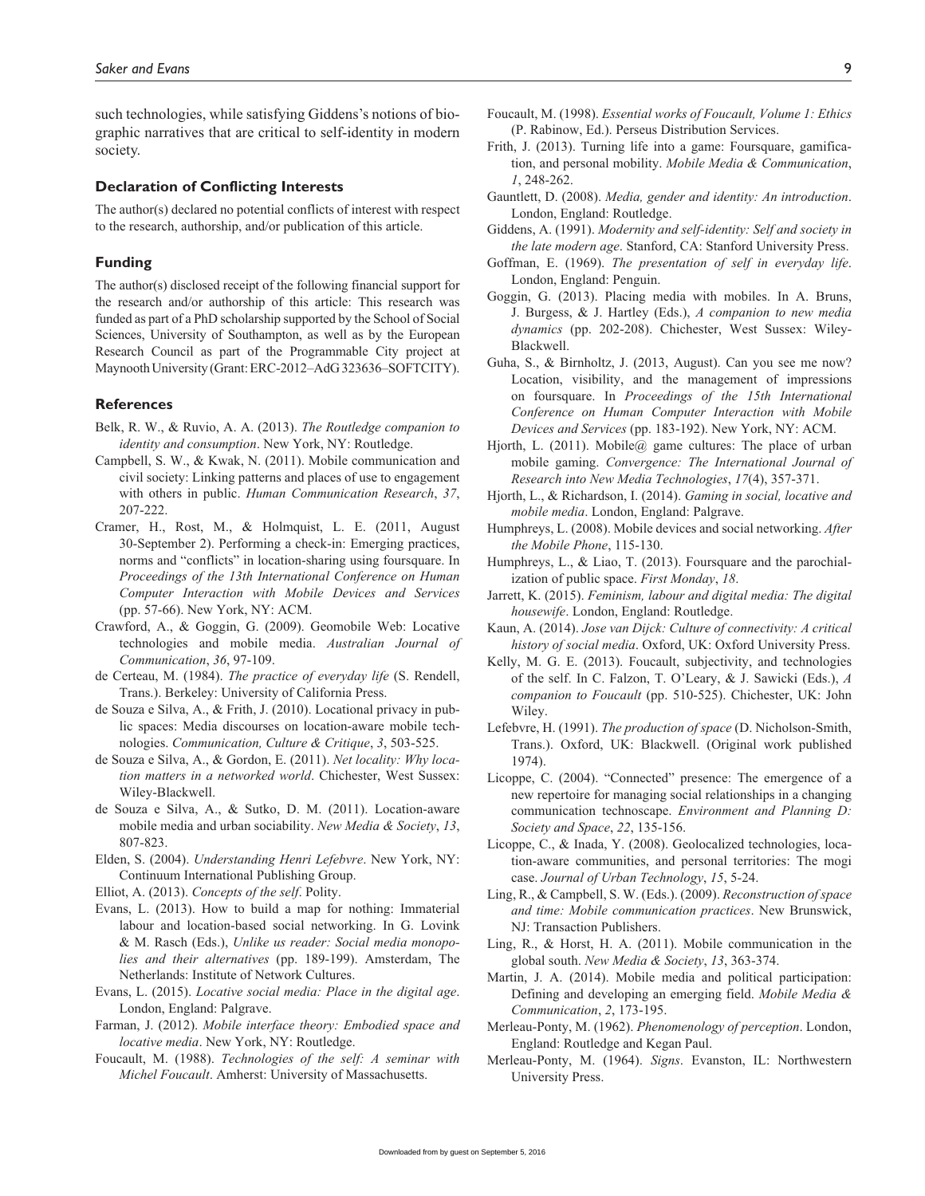such technologies, while satisfying Giddens's notions of biographic narratives that are critical to self-identity in modern society.

### Declaration of Conflicting Interests

The author(s) declared no potential conflicts of interest with respect to the research, authorship, and/or publication of this article.

### Funding

The author(s) disclosed receipt of the following financial support for the research and/or authorship of this article: This research was funded as part of a PhD scholarship supported by the School of Social Sciences, University of Southampton, as well as by the European Research Council as part of the Programmable City project at Maynooth University (Grant: ERC-2012–AdG 323636–SOFTCITY).

### References

Belk, R. W., & Ruvio, A. A. (2013). *The Routledge companion to identity and consumption*. New York, NY: Routledge.

Campbell, S. W., & Kwak, N. (2011). Mobile communication and civil society: Linking patterns and places of use to engagement with others in public. *Human Communication Research*, *37*, 207-222.

Cramer, H., Rost, M., & Holmquist, L. E. (2011, August 30-September 2). Performing a check-in: Emerging practices, norms and "conflicts" in location-sharing using foursquare. In *Proceedings of the 13th International Conference on Human Computer Interaction with Mobile Devices and Services* (pp. 57-66). New York, NY: ACM.

Crawford, A., & Goggin, G. (2009). Geomobile Web: Locative technologies and mobile media. *Australian Journal of Communication*, *36*, 97-109.

de Certeau, M. (1984). *The practice of everyday life* (S. Rendell, Trans.). Berkeley: University of California Press.

de Souza e Silva, A., & Frith, J. (2010). Locational privacy in public spaces: Media discourses on location-aware mobile technologies. *Communication, Culture & Critique*, *3*, 503-525.

de Souza e Silva, A., & Gordon, E. (2011). *Net locality: Why location matters in a networked world*. Chichester, West Sussex: Wiley-Blackwell.

de Souza e Silva, A., & Sutko, D. M. (2011). Location-aware mobile media and urban sociability. *New Media & Society*, *13*, 807-823.

Elden, S. (2004). *Understanding Henri Lefebvre*. New York, NY: Continuum International Publishing Group.

Elliot, A. (2013). *Concepts of the self*. Polity.

Evans, L. (2013). How to build a map for nothing: Immaterial labour and location-based social networking. In G. Lovink & M. Rasch (Eds.), *Unlike us reader: Social media monopolies and their alternatives* (pp. 189-199). Amsterdam, The Netherlands: Institute of Network Cultures.

Evans, L. (2015). *Locative social media: Place in the digital age*. London, England: Palgrave.

Farman, J. (2012). *Mobile interface theory: Embodied space and locative media*. New York, NY: Routledge.

Foucault, M. (1988). *Technologies of the self: A seminar with Michel Foucault*. Amherst: University of Massachusetts.

Foucault, M. (1998). *Essential works of Foucault, Volume 1: Ethics* (P. Rabinow, Ed.). Perseus Distribution Services.

Frith, J. (2013). Turning life into a game: Foursquare, gamification, and personal mobility. *Mobile Media & Communication*, *1*, 248-262.

Gauntlett, D. (2008). *Media, gender and identity: An introduction*. London, England: Routledge.

Giddens, A. (1991). *Modernity and self-identity: Self and society in the late modern age*. Stanford, CA: Stanford University Press.

Goffman, E. (1969). *The presentation of self in everyday life*. London, England: Penguin.

Goggin, G. (2013). Placing media with mobiles. In A. Bruns, J. Burgess, & J. Hartley (Eds.), *A companion to new media dynamics* (pp. 202-208). Chichester, West Sussex: Wiley-Blackwell.

Guha, S., & Birnholtz, J. (2013, August). Can you see me now? Location, visibility, and the management of impressions on foursquare. In *Proceedings of the 15th International Conference on Human Computer Interaction with Mobile Devices and Services* (pp. 183-192). New York, NY: ACM.

Hjorth, L. (2011). Mobile@ game cultures: The place of urban mobile gaming. *Convergence: The International Journal of Research into New Media Technologies*, *17*(4), 357-371.

Hjorth, L., & Richardson, I. (2014). *Gaming in social, locative and mobile media*. London, England: Palgrave.

Humphreys, L. (2008). Mobile devices and social networking. *After the Mobile Phone*, 115-130.

Humphreys, L., & Liao, T. (2013). Foursquare and the parochialization of public space. *First Monday*, *18*.

Jarrett, K. (2015). *Feminism, labour and digital media: The digital housewife*. London, England: Routledge.

Kaun, A. (2014). *Jose van Dijck: Culture of connectivity: A critical history of social media*. Oxford, UK: Oxford University Press.

Kelly, M. G. E. (2013). Foucault, subjectivity, and technologies of the self. In C. Falzon, T. O'Leary, & J. Sawicki (Eds.), *A companion to Foucault* (pp. 510-525). Chichester, UK: John Wiley.

Lefebvre, H. (1991). *The production of space* (D. Nicholson-Smith, Trans.). Oxford, UK: Blackwell. (Original work published 1974).

Licoppe, C. (2004). "Connected" presence: The emergence of a new repertoire for managing social relationships in a changing communication technoscape. *Environment and Planning D: Society and Space*, *22*, 135-156.

Licoppe, C., & Inada, Y. (2008). Geolocalized technologies, location-aware communities, and personal territories: The mogi case. *Journal of Urban Technology*, *15*, 5-24.

Ling, R., & Campbell, S. W. (Eds.). (2009). *Reconstruction of space and time: Mobile communication practices*. New Brunswick, NJ: Transaction Publishers.

Ling, R., & Horst, H. A. (2011). Mobile communication in the global south. *New Media & Society*, *13*, 363-374.

Martin, J. A. (2014). Mobile media and political participation: Defining and developing an emerging field. *Mobile Media & Communication*, *2*, 173-195.

Merleau-Ponty, M. (1962). *Phenomenology of perception*. London, England: Routledge and Kegan Paul.

Merleau-Ponty, M. (1964). *Signs*. Evanston, IL: Northwestern University Press.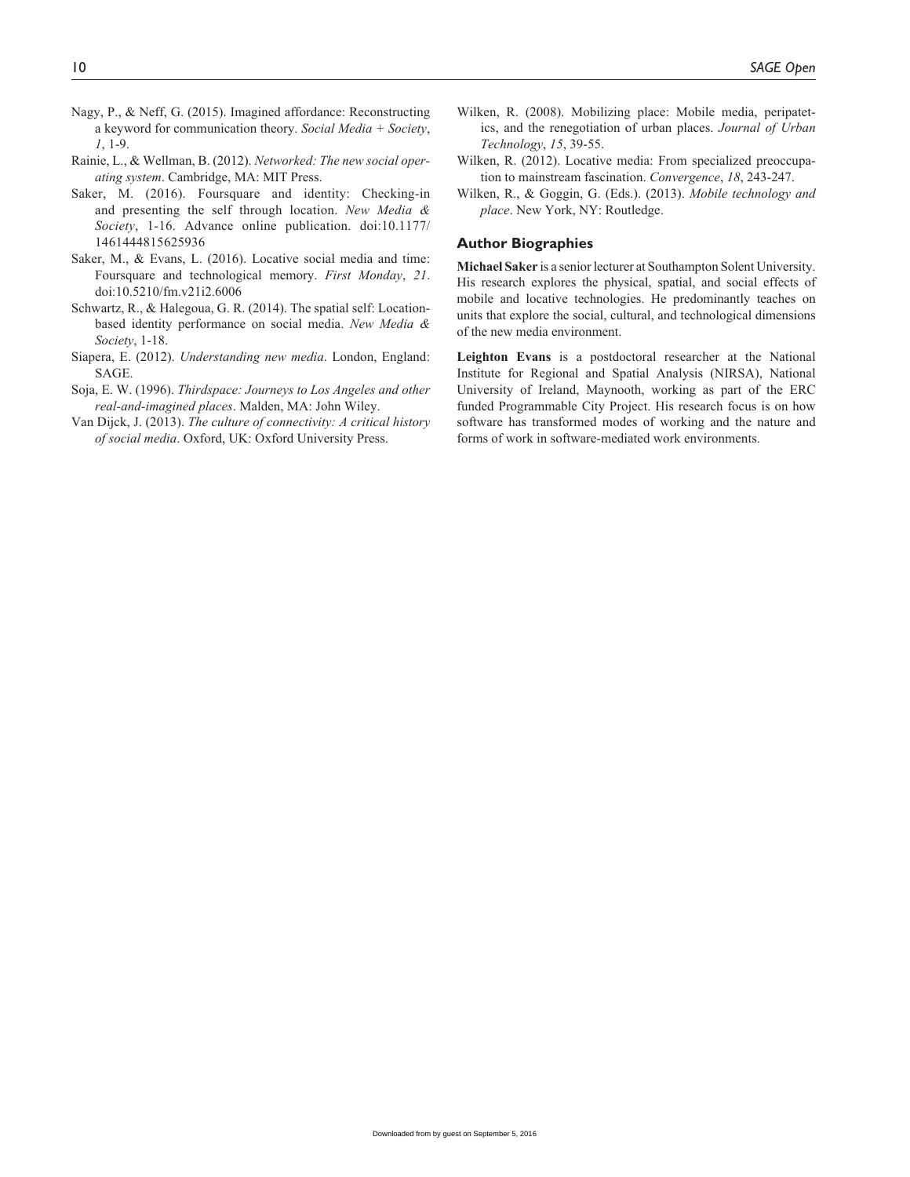Nagy, P., & Neff, G. (2015). Imagined affordance: Reconstructing a keyword for communication theory. *Social Media + Society*, *1*, 1-9.

Rainie, L., & Wellman, B. (2012). *Networked: The new social operating system*. Cambridge, MA: MIT Press.

Saker, M. (2016). Foursquare and identity: Checking-in and presenting the self through location. *New Media & Society*, 1-16. Advance online publication. doi:10.1177/1461444815625936

Saker, M., & Evans, L. (2016). Locative social media and time: Foursquare and technological memory. *First Monday*, *21*. doi:10.5210/fm.v21i2.6006

Schwartz, R., & Halegoua, G. R. (2014). The spatial self: Location-based identity performance on social media. *New Media & Society*, 1-18.

Siapera, E. (2012). *Understanding new media*. London, England: SAGE.

Soja, E. W. (1996). *Thirdspace: Journeys to Los Angeles and other real-and-imagined places*. Malden, MA: John Wiley.

Van Dijck, J. (2013). *The culture of connectivity: A critical history of social media*. Oxford, UK: Oxford University Press.

Wilken, R. (2008). Mobilizing place: Mobile media, peripatetics, and the renegotiation of urban places. *Journal of Urban Technology*, *15*, 39-55.

Wilken, R. (2012). Locative media: From specialized preoccupation to mainstream fascination. *Convergence*, *18*, 243-247.

Wilken, R., & Goggin, G. (Eds.). (2013). *Mobile technology and place*. New York, NY: Routledge.

## Author Biographies

**Michael Saker** is a senior lecturer at Southampton Solent University. His research explores the physical, spatial, and social effects of mobile and locative technologies. He predominantly teaches on units that explore the social, cultural, and technological dimensions of the new media environment.

**Leighton Evans** is a postdoctoral researcher at the National Institute for Regional and Spatial Analysis (NIRSA), National University of Ireland, Maynooth, working as part of the ERC funded Programmable City Project. His research focus is on how software has transformed modes of working and the nature and forms of work in software-mediated work environments.